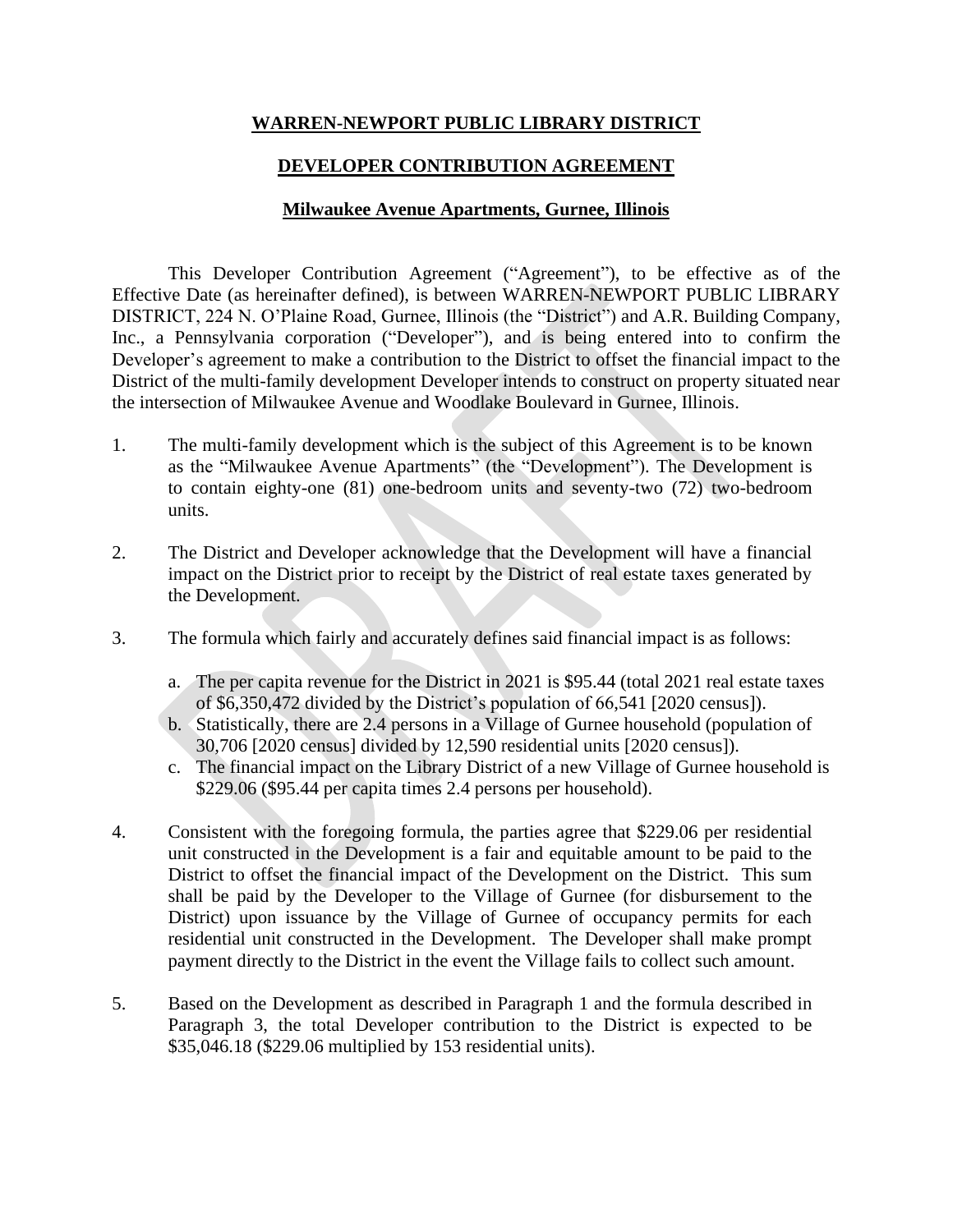**WARREN-NEWPORT PUBLIC LIBRARY DISTRICT**

**DEVELOPER CONTRIBUTION AGREEMENT**

**Milwaukee Avenue Apartments, Gurnee, Illinois**

This Developer Contribution Agreement ("Agreement"), to be effective as of the Effective Date (as hereinafter defined), is between WARREN-NEWPORT PUBLIC LIBRARY DISTRICT, 224 N. O'Plaine Road, Gurnee, Illinois (the "District") and A.R. Building Company, Inc., a Pennsylvania corporation ("Developer"), and is being entered into to confirm the Developer's agreement to make a contribution to the District to offset the financial impact to the District of the multi-family development Developer intends to construct on property situated near the intersection of Milwaukee Avenue and Woodlake Boulevard in Gurnee, Illinois.

1. The multi-family development which is the subject of this Agreement is to be known as the "Milwaukee Avenue Apartments" (the "Development"). The Development is to contain eighty-one (81) one-bedroom units and seventy-two (72) two-bedroom units.

2. The District and Developer acknowledge that the Development will have a financial impact on the District prior to receipt by the District of real estate taxes generated by the Development.

3. The formula which fairly and accurately defines said financial impact is as follows:

   a. The per capita revenue for the District in 2021 is $95.44 (total 2021 real estate taxes of $6,350,472 divided by the District's population of 66,541 [2020 census]).
   b. Statistically, there are 2.4 persons in a Village of Gurnee household (population of 30,706 [2020 census] divided by 12,590 residential units [2020 census]).
   c. The financial impact on the Library District of a new Village of Gurnee household is $229.06 ($95.44 per capita times 2.4 persons per household).

4. Consistent with the foregoing formula, the parties agree that $229.06 per residential unit constructed in the Development is a fair and equitable amount to be paid to the District to offset the financial impact of the Development on the District. This sum shall be paid by the Developer to the Village of Gurnee (for disbursement to the District) upon issuance by the Village of Gurnee of occupancy permits for each residential unit constructed in the Development. The Developer shall make prompt payment directly to the District in the event the Village fails to collect such amount.

5. Based on the Development as described in Paragraph 1 and the formula described in Paragraph 3, the total Developer contribution to the District is expected to be $35,046.18 ($229.06 multiplied by 153 residential units).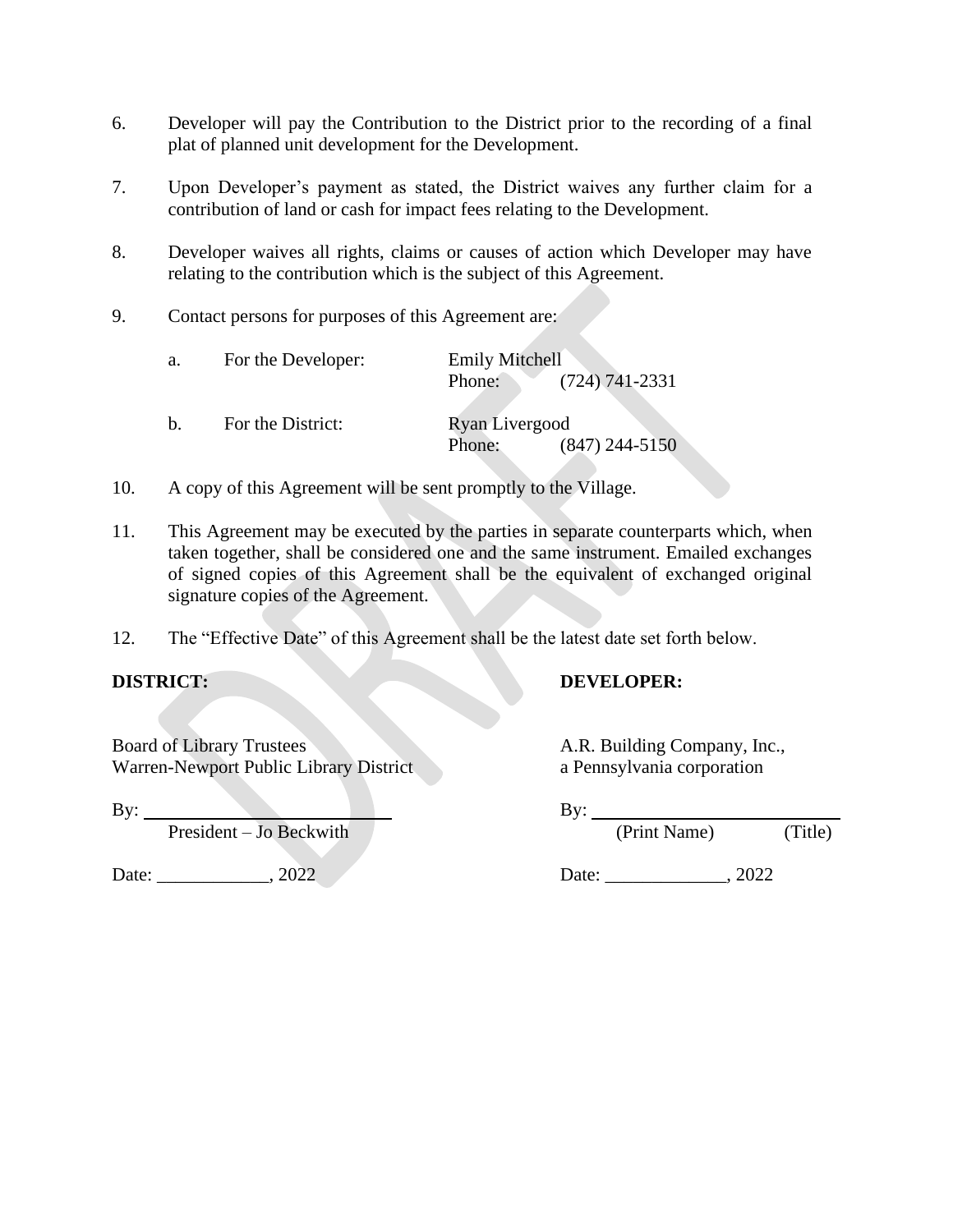6. Developer will pay the Contribution to the District prior to the recording of a final plat of planned unit development for the Development.

7. Upon Developer's payment as stated, the District waives any further claim for a contribution of land or cash for impact fees relating to the Development.

8. Developer waives all rights, claims or causes of action which Developer may have relating to the contribution which is the subject of this Agreement.

9. Contact persons for purposes of this Agreement are:

   a. For the Developer: Emily Mitchell
      Phone: (724) 741-2331

   b. For the District: Ryan Livergood
      Phone: (847) 244-5150

10. A copy of this Agreement will be sent promptly to the Village.

11. This Agreement may be executed by the parties in separate counterparts which, when taken together, shall be considered one and the same instrument. Emailed exchanges of signed copies of this Agreement shall be the equivalent of exchanged original signature copies of the Agreement.

12. The "Effective Date" of this Agreement shall be the latest date set forth below.

**DISTRICT:**

Board of Library Trustees
Warren-Newport Public Library District

By: ____________________________
President – Jo Beckwith

Date: ____________, 2022

**DEVELOPER:**

A.R. Building Company, Inc.,
a Pennsylvania corporation

By: ____________________________
(Print Name) (Title)

Date: _____________, 2022

DRAFT